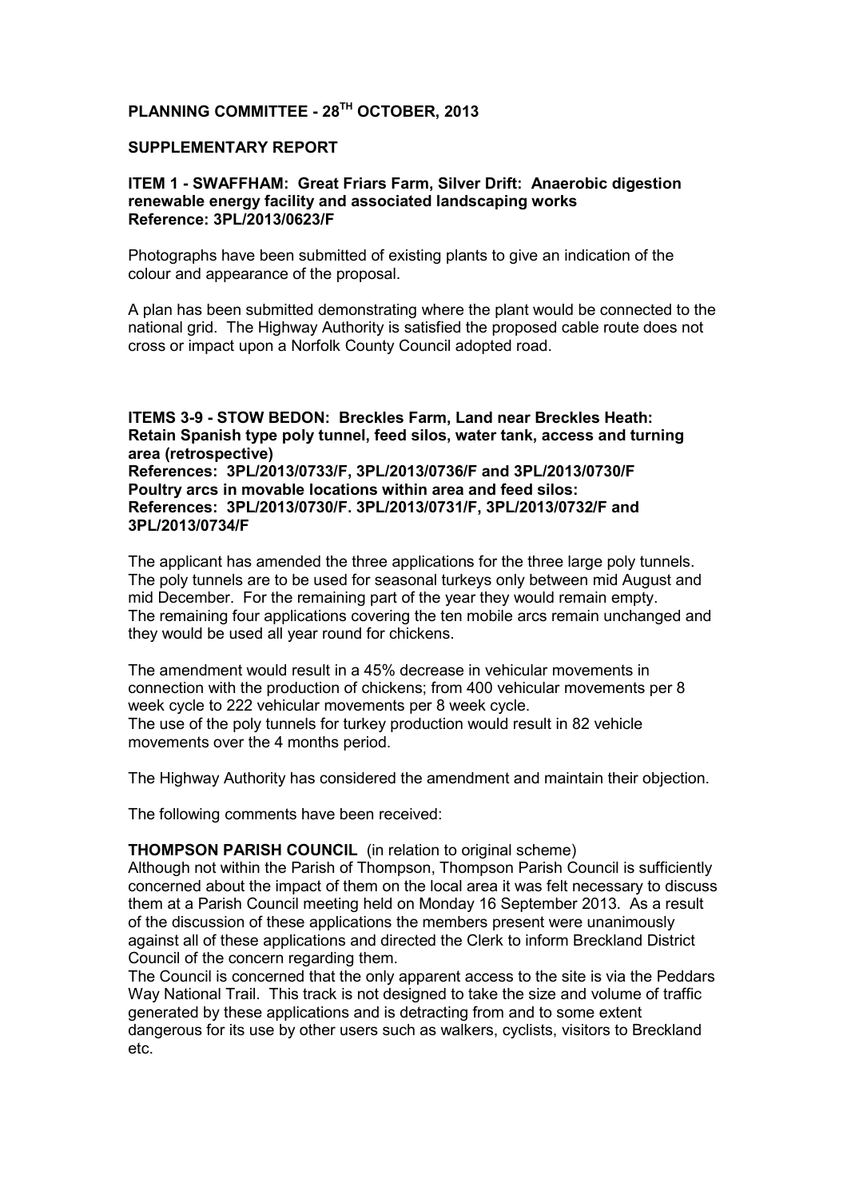# PLANNING COMMITTEE - 28TH OCTOBER, 2013

## SUPPLEMENTARY REPORT

### ITEM 1 - SWAFFHAM: Great Friars Farm, Silver Drift: Anaerobic digestion renewable energy facility and associated landscaping works
**Reference: 3PL/2013/0623/F**

Photographs have been submitted of existing plants to give an indication of the colour and appearance of the proposal.

A plan has been submitted demonstrating where the plant would be connected to the national grid. The Highway Authority is satisfied the proposed cable route does not cross or impact upon a Norfolk County Council adopted road.

### ITEMS 3-9 - STOW BEDON: Breckles Farm, Land near Breckles Heath: Retain Spanish type poly tunnel, feed silos, water tank, access and turning area (retrospective)
**References: 3PL/2013/0733/F, 3PL/2013/0736/F and 3PL/2013/0730/F**
**Poultry arcs in movable locations within area and feed silos:**
**References: 3PL/2013/0730/F. 3PL/2013/0731/F, 3PL/2013/0732/F and 3PL/2013/0734/F**

The applicant has amended the three applications for the three large poly tunnels. The poly tunnels are to be used for seasonal turkeys only between mid August and mid December. For the remaining part of the year they would remain empty. The remaining four applications covering the ten mobile arcs remain unchanged and they would be used all year round for chickens.

The amendment would result in a 45% decrease in vehicular movements in connection with the production of chickens; from 400 vehicular movements per 8 week cycle to 222 vehicular movements per 8 week cycle.
The use of the poly tunnels for turkey production would result in 82 vehicle movements over the 4 months period.

The Highway Authority has considered the amendment and maintain their objection.

The following comments have been received:

**THOMPSON PARISH COUNCIL** (in relation to original scheme)
Although not within the Parish of Thompson, Thompson Parish Council is sufficiently concerned about the impact of them on the local area it was felt necessary to discuss them at a Parish Council meeting held on Monday 16 September 2013. As a result of the discussion of these applications the members present were unanimously against all of these applications and directed the Clerk to inform Breckland District Council of the concern regarding them.
The Council is concerned that the only apparent access to the site is via the Peddars Way National Trail. This track is not designed to take the size and volume of traffic generated by these applications and is detracting from and to some extent dangerous for its use by other users such as walkers, cyclists, visitors to Breckland etc.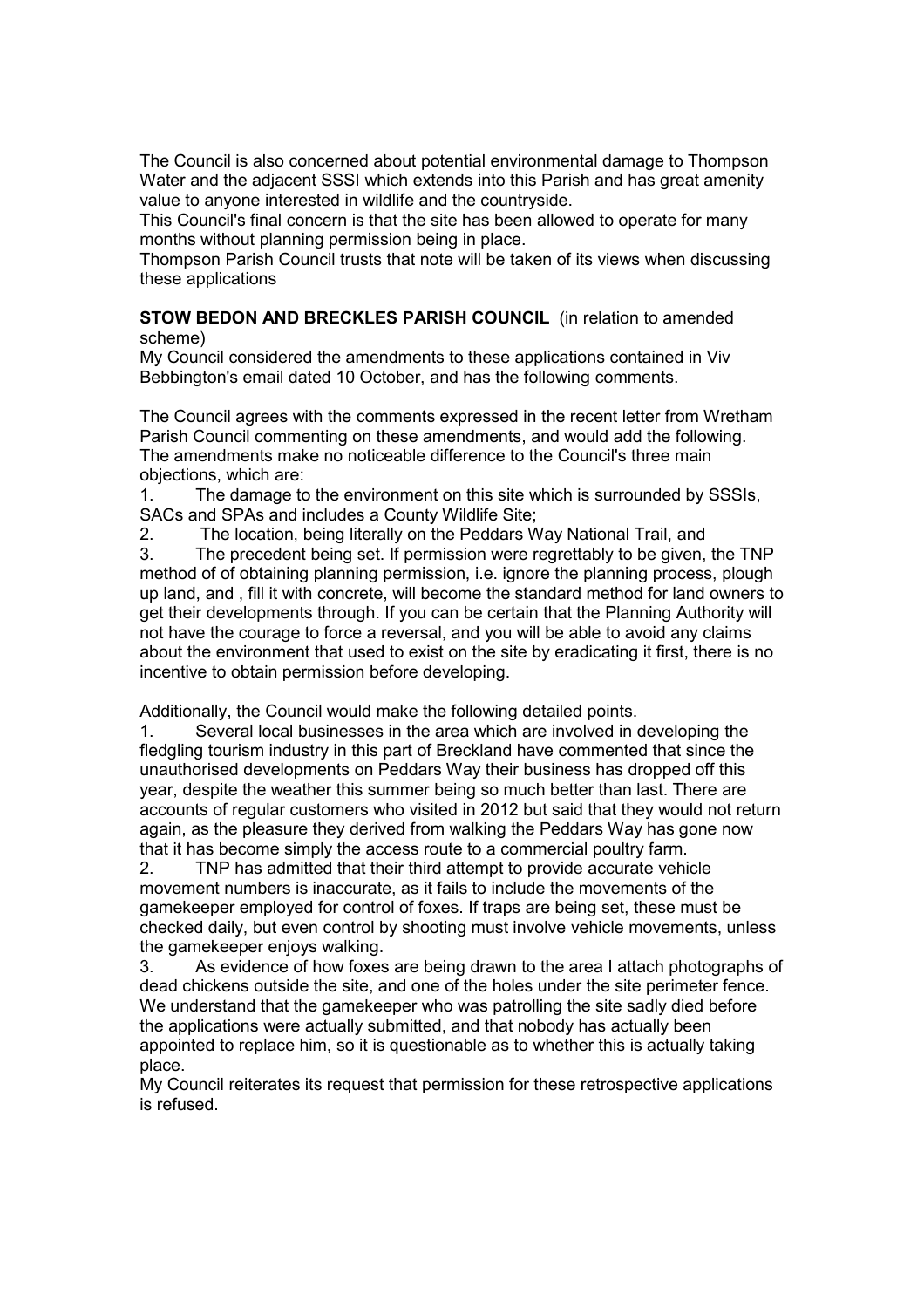The Council is also concerned about potential environmental damage to Thompson Water and the adjacent SSSI which extends into this Parish and has great amenity value to anyone interested in wildlife and the countryside.
This Council's final concern is that the site has been allowed to operate for many months without planning permission being in place.
Thompson Parish Council trusts that note will be taken of its views when discussing these applications

**STOW BEDON AND BRECKLES PARISH COUNCIL** (in relation to amended scheme)
My Council considered the amendments to these applications contained in Viv Bebbington's email dated 10 October, and has the following comments.

The Council agrees with the comments expressed in the recent letter from Wretham Parish Council commenting on these amendments, and would add the following. The amendments make no noticeable difference to the Council's three main objections, which are:

1. The damage to the environment on this site which is surrounded by SSSIs, SACs and SPAs and includes a County Wildlife Site;
2. The location, being literally on the Peddars Way National Trail, and
3. The precedent being set. If permission were regrettably to be given, the TNP method of of obtaining planning permission, i.e. ignore the planning process, plough up land, and , fill it with concrete, will become the standard method for land owners to get their developments through. If you can be certain that the Planning Authority will not have the courage to force a reversal, and you will be able to avoid any claims about the environment that used to exist on the site by eradicating it first, there is no incentive to obtain permission before developing.

Additionally, the Council would make the following detailed points.

1. Several local businesses in the area which are involved in developing the fledgling tourism industry in this part of Breckland have commented that since the unauthorised developments on Peddars Way their business has dropped off this year, despite the weather this summer being so much better than last. There are accounts of regular customers who visited in 2012 but said that they would not return again, as the pleasure they derived from walking the Peddars Way has gone now that it has become simply the access route to a commercial poultry farm.
2. TNP has admitted that their third attempt to provide accurate vehicle movement numbers is inaccurate, as it fails to include the movements of the gamekeeper employed for control of foxes. If traps are being set, these must be checked daily, but even control by shooting must involve vehicle movements, unless the gamekeeper enjoys walking.
3. As evidence of how foxes are being drawn to the area I attach photographs of dead chickens outside the site, and one of the holes under the site perimeter fence. We understand that the gamekeeper who was patrolling the site sadly died before the applications were actually submitted, and that nobody has actually been appointed to replace him, so it is questionable as to whether this is actually taking place.

My Council reiterates its request that permission for these retrospective applications is refused.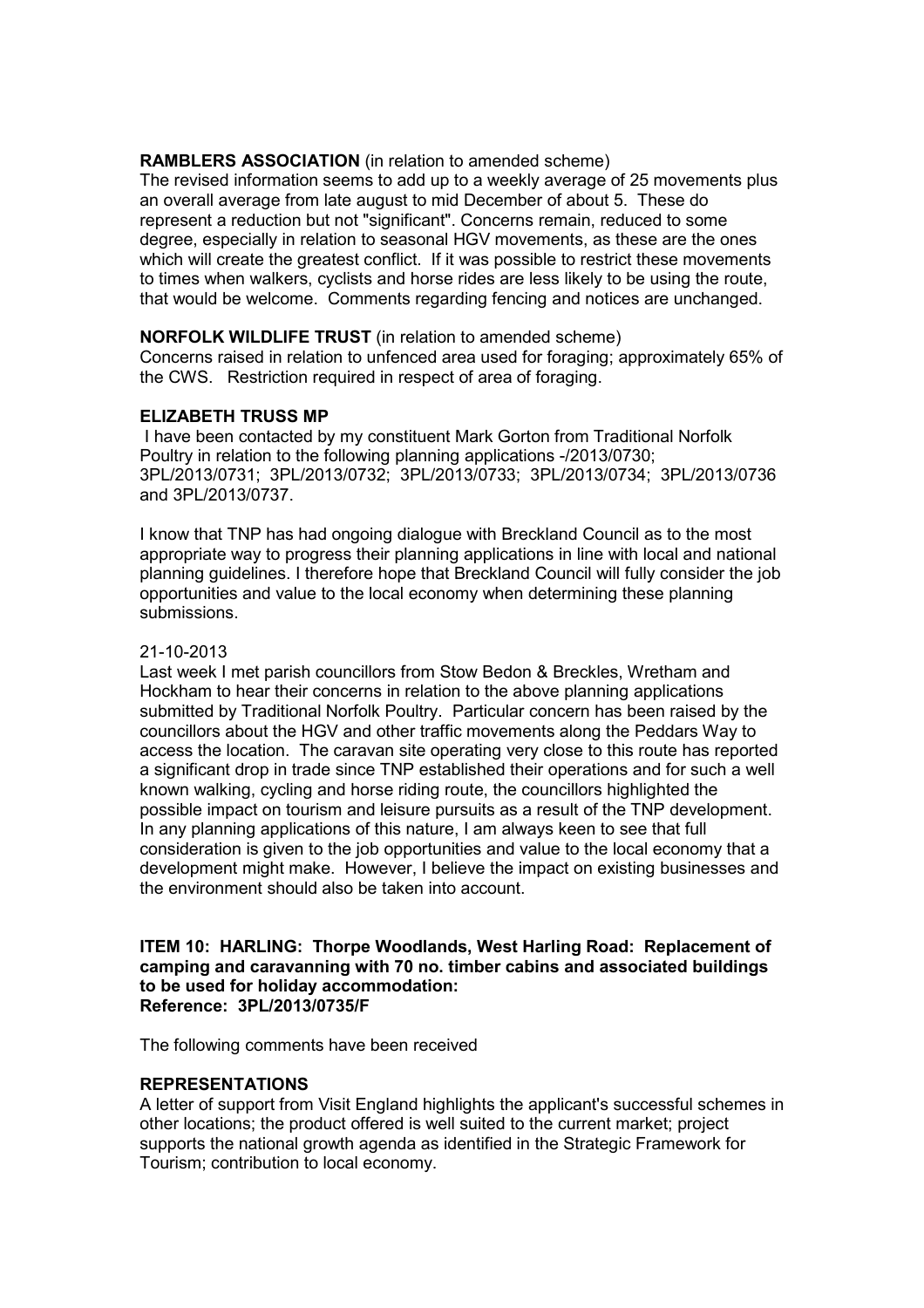**RAMBLERS ASSOCIATION** (in relation to amended scheme)
The revised information seems to add up to a weekly average of 25 movements plus an overall average from late august to mid December of about 5. These do represent a reduction but not "significant". Concerns remain, reduced to some degree, especially in relation to seasonal HGV movements, as these are the ones which will create the greatest conflict. If it was possible to restrict these movements to times when walkers, cyclists and horse rides are less likely to be using the route, that would be welcome. Comments regarding fencing and notices are unchanged.

**NORFOLK WILDLIFE TRUST** (in relation to amended scheme)
Concerns raised in relation to unfenced area used for foraging; approximately 65% of the CWS. Restriction required in respect of area of foraging.

**ELIZABETH TRUSS MP**
I have been contacted by my constituent Mark Gorton from Traditional Norfolk Poultry in relation to the following planning applications -/2013/0730; 3PL/2013/0731; 3PL/2013/0732; 3PL/2013/0733; 3PL/2013/0734; 3PL/2013/0736 and 3PL/2013/0737.

I know that TNP has had ongoing dialogue with Breckland Council as to the most appropriate way to progress their planning applications in line with local and national planning guidelines. I therefore hope that Breckland Council will fully consider the job opportunities and value to the local economy when determining these planning submissions.

21-10-2013
Last week I met parish councillors from Stow Bedon & Breckles, Wretham and Hockham to hear their concerns in relation to the above planning applications submitted by Traditional Norfolk Poultry. Particular concern has been raised by the councillors about the HGV and other traffic movements along the Peddars Way to access the location. The caravan site operating very close to this route has reported a significant drop in trade since TNP established their operations and for such a well known walking, cycling and horse riding route, the councillors highlighted the possible impact on tourism and leisure pursuits as a result of the TNP development. In any planning applications of this nature, I am always keen to see that full consideration is given to the job opportunities and value to the local economy that a development might make. However, I believe the impact on existing businesses and the environment should also be taken into account.

**ITEM 10: HARLING: Thorpe Woodlands, West Harling Road: Replacement of camping and caravanning with 70 no. timber cabins and associated buildings to be used for holiday accommodation:**
**Reference: 3PL/2013/0735/F**

The following comments have been received

**REPRESENTATIONS**
A letter of support from Visit England highlights the applicant's successful schemes in other locations; the product offered is well suited to the current market; project supports the national growth agenda as identified in the Strategic Framework for Tourism; contribution to local economy.